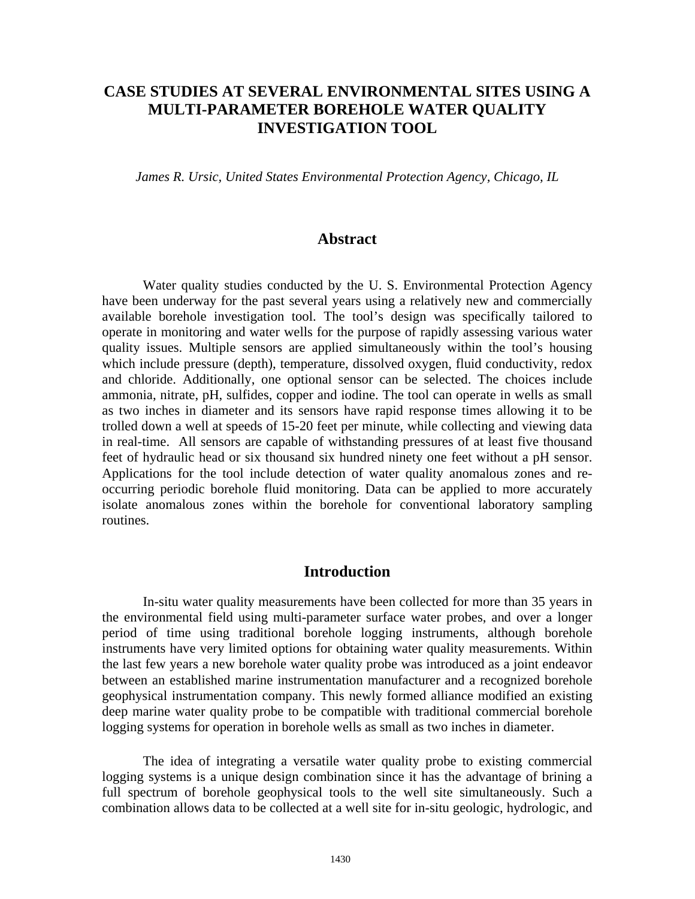# CASE STUDIES AT SEVERAL ENVIRONMENTAL SITES USING A MULTI-PARAMETER BOREHOLE WATER QUALITY INVESTIGATION TOOL

*James R. Ursic, United States Environmental Protection Agency, Chicago, IL*

## Abstract

Water quality studies conducted by the U. S. Environmental Protection Agency have been underway for the past several years using a relatively new and commercially available borehole investigation tool. The tool's design was specifically tailored to operate in monitoring and water wells for the purpose of rapidly assessing various water quality issues. Multiple sensors are applied simultaneously within the tool's housing which include pressure (depth), temperature, dissolved oxygen, fluid conductivity, redox and chloride. Additionally, one optional sensor can be selected. The choices include ammonia, nitrate, pH, sulfides, copper and iodine. The tool can operate in wells as small as two inches in diameter and its sensors have rapid response times allowing it to be trolled down a well at speeds of 15-20 feet per minute, while collecting and viewing data in real-time. All sensors are capable of withstanding pressures of at least five thousand feet of hydraulic head or six thousand six hundred ninety one feet without a pH sensor. Applications for the tool include detection of water quality anomalous zones and re-occurring periodic borehole fluid monitoring. Data can be applied to more accurately isolate anomalous zones within the borehole for conventional laboratory sampling routines.

## Introduction

In-situ water quality measurements have been collected for more than 35 years in the environmental field using multi-parameter surface water probes, and over a longer period of time using traditional borehole logging instruments, although borehole instruments have very limited options for obtaining water quality measurements. Within the last few years a new borehole water quality probe was introduced as a joint endeavor between an established marine instrumentation manufacturer and a recognized borehole geophysical instrumentation company. This newly formed alliance modified an existing deep marine water quality probe to be compatible with traditional commercial borehole logging systems for operation in borehole wells as small as two inches in diameter.

The idea of integrating a versatile water quality probe to existing commercial logging systems is a unique design combination since it has the advantage of brining a full spectrum of borehole geophysical tools to the well site simultaneously. Such a combination allows data to be collected at a well site for in-situ geologic, hydrologic, and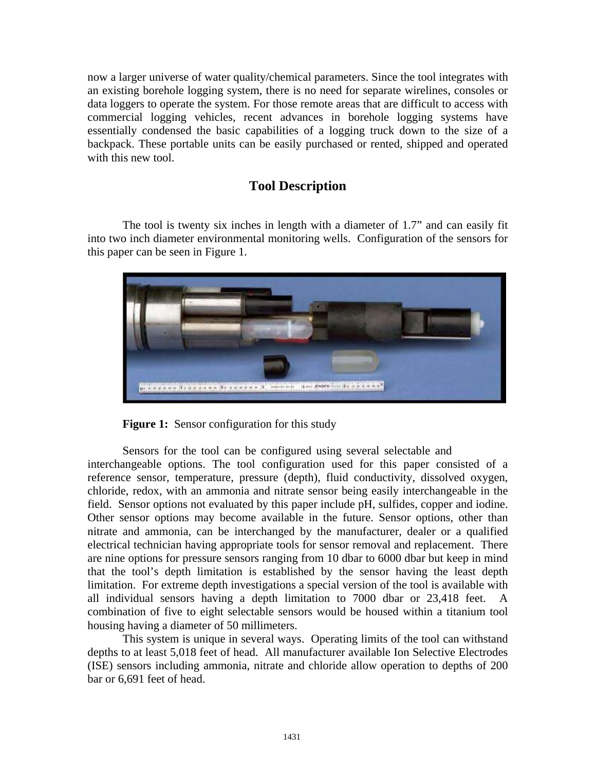now a larger universe of water quality/chemical parameters. Since the tool integrates with an existing borehole logging system, there is no need for separate wirelines, consoles or data loggers to operate the system. For those remote areas that are difficult to access with commercial logging vehicles, recent advances in borehole logging systems have essentially condensed the basic capabilities of a logging truck down to the size of a backpack. These portable units can be easily purchased or rented, shipped and operated with this new tool.

## Tool Description

The tool is twenty six inches in length with a diameter of 1.7" and can easily fit into two inch diameter environmental monitoring wells. Configuration of the sensors for this paper can be seen in Figure 1.

**Figure 1:** Sensor configuration for this study

Sensors for the tool can be configured using several selectable and interchangeable options. The tool configuration used for this paper consisted of a reference sensor, temperature, pressure (depth), fluid conductivity, dissolved oxygen, chloride, redox, with an ammonia and nitrate sensor being easily interchangeable in the field. Sensor options not evaluated by this paper include pH, sulfides, copper and iodine. Other sensor options may become available in the future. Sensor options, other than nitrate and ammonia, can be interchanged by the manufacturer, dealer or a qualified electrical technician having appropriate tools for sensor removal and replacement. There are nine options for pressure sensors ranging from 10 dbar to 6000 dbar but keep in mind that the tool's depth limitation is established by the sensor having the least depth limitation. For extreme depth investigations a special version of the tool is available with all individual sensors having a depth limitation to 7000 dbar or 23,418 feet. A combination of five to eight selectable sensors would be housed within a titanium tool housing having a diameter of 50 millimeters.

This system is unique in several ways. Operating limits of the tool can withstand depths to at least 5,018 feet of head. All manufacturer available Ion Selective Electrodes (ISE) sensors including ammonia, nitrate and chloride allow operation to depths of 200 bar or 6,691 feet of head.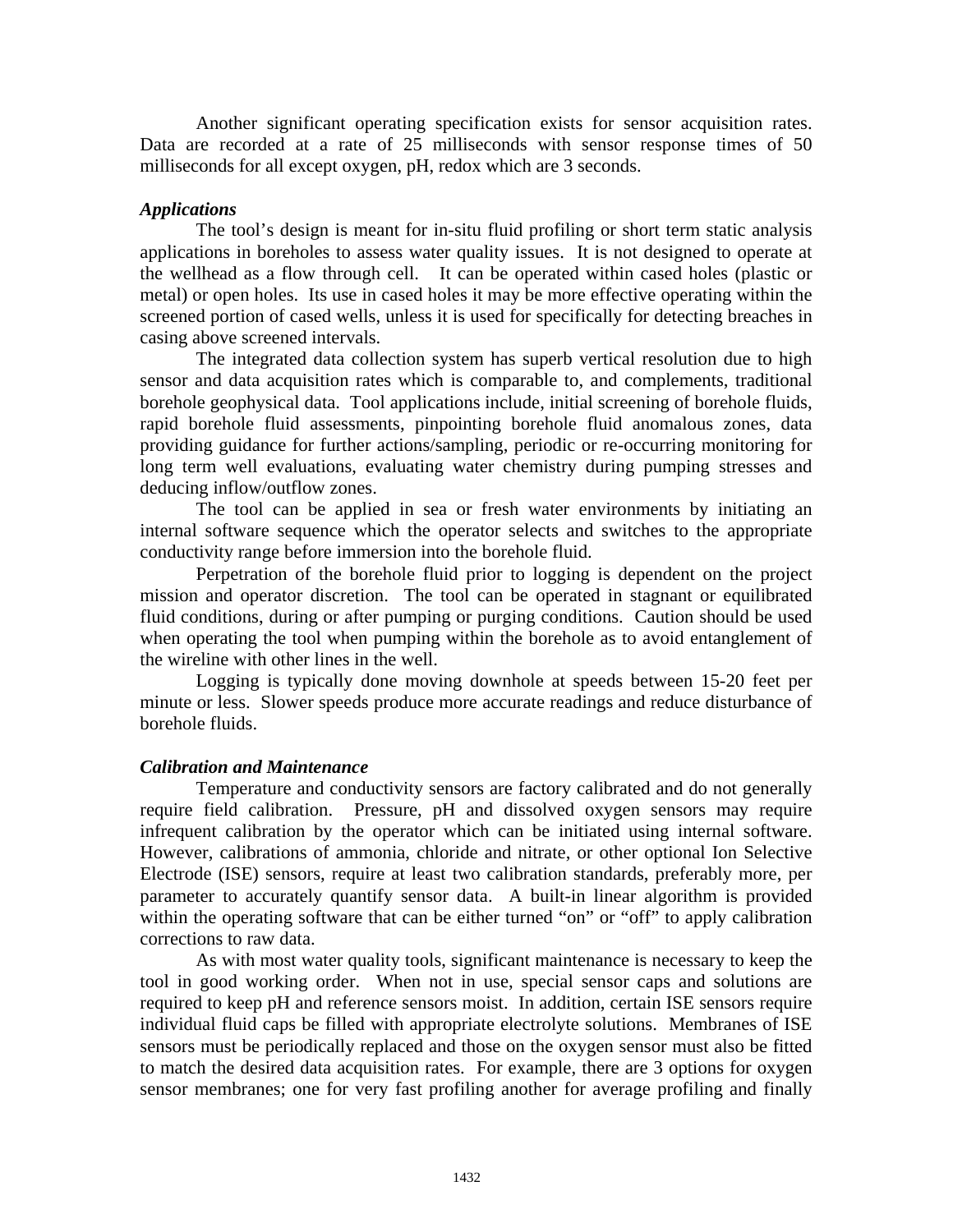Another significant operating specification exists for sensor acquisition rates. Data are recorded at a rate of 25 milliseconds with sensor response times of 50 milliseconds for all except oxygen, pH, redox which are 3 seconds.

### *Applications*

The tool's design is meant for in-situ fluid profiling or short term static analysis applications in boreholes to assess water quality issues. It is not designed to operate at the wellhead as a flow through cell. It can be operated within cased holes (plastic or metal) or open holes. Its use in cased holes it may be more effective operating within the screened portion of cased wells, unless it is used for specifically for detecting breaches in casing above screened intervals.

The integrated data collection system has superb vertical resolution due to high sensor and data acquisition rates which is comparable to, and complements, traditional borehole geophysical data. Tool applications include, initial screening of borehole fluids, rapid borehole fluid assessments, pinpointing borehole fluid anomalous zones, data providing guidance for further actions/sampling, periodic or re-occurring monitoring for long term well evaluations, evaluating water chemistry during pumping stresses and deducing inflow/outflow zones.

The tool can be applied in sea or fresh water environments by initiating an internal software sequence which the operator selects and switches to the appropriate conductivity range before immersion into the borehole fluid.

Perpetration of the borehole fluid prior to logging is dependent on the project mission and operator discretion. The tool can be operated in stagnant or equilibrated fluid conditions, during or after pumping or purging conditions. Caution should be used when operating the tool when pumping within the borehole as to avoid entanglement of the wireline with other lines in the well.

Logging is typically done moving downhole at speeds between 15-20 feet per minute or less. Slower speeds produce more accurate readings and reduce disturbance of borehole fluids.

### *Calibration and Maintenance*

Temperature and conductivity sensors are factory calibrated and do not generally require field calibration. Pressure, pH and dissolved oxygen sensors may require infrequent calibration by the operator which can be initiated using internal software. However, calibrations of ammonia, chloride and nitrate, or other optional Ion Selective Electrode (ISE) sensors, require at least two calibration standards, preferably more, per parameter to accurately quantify sensor data. A built-in linear algorithm is provided within the operating software that can be either turned "on" or "off" to apply calibration corrections to raw data.

As with most water quality tools, significant maintenance is necessary to keep the tool in good working order. When not in use, special sensor caps and solutions are required to keep pH and reference sensors moist. In addition, certain ISE sensors require individual fluid caps be filled with appropriate electrolyte solutions. Membranes of ISE sensors must be periodically replaced and those on the oxygen sensor must also be fitted to match the desired data acquisition rates. For example, there are 3 options for oxygen sensor membranes; one for very fast profiling another for average profiling and finally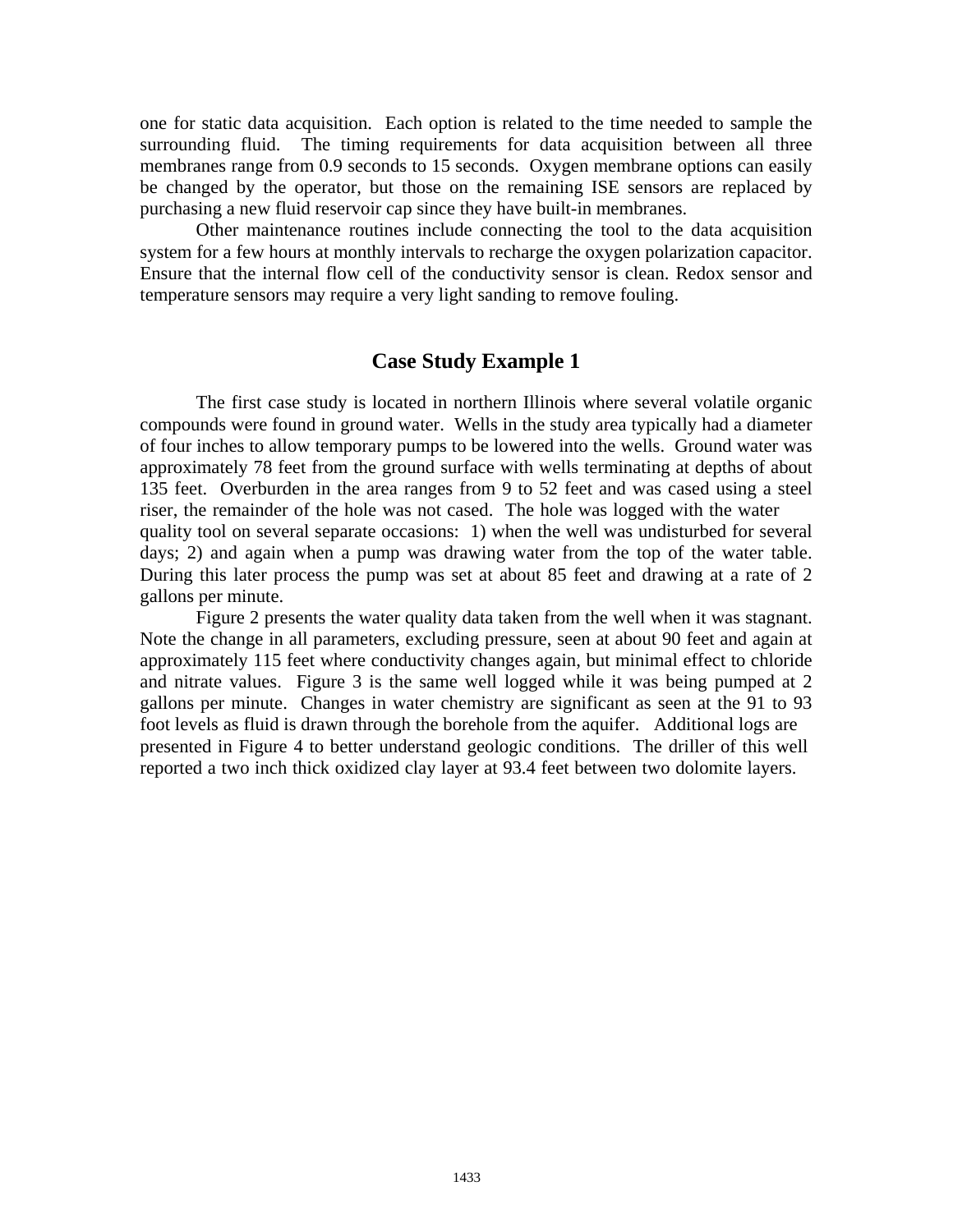one for static data acquisition. Each option is related to the time needed to sample the surrounding fluid. The timing requirements for data acquisition between all three membranes range from 0.9 seconds to 15 seconds. Oxygen membrane options can easily be changed by the operator, but those on the remaining ISE sensors are replaced by purchasing a new fluid reservoir cap since they have built-in membranes.

Other maintenance routines include connecting the tool to the data acquisition system for a few hours at monthly intervals to recharge the oxygen polarization capacitor. Ensure that the internal flow cell of the conductivity sensor is clean. Redox sensor and temperature sensors may require a very light sanding to remove fouling.

## Case Study Example 1

The first case study is located in northern Illinois where several volatile organic compounds were found in ground water. Wells in the study area typically had a diameter of four inches to allow temporary pumps to be lowered into the wells. Ground water was approximately 78 feet from the ground surface with wells terminating at depths of about 135 feet. Overburden in the area ranges from 9 to 52 feet and was cased using a steel riser, the remainder of the hole was not cased. The hole was logged with the water quality tool on several separate occasions: 1) when the well was undisturbed for several days; 2) and again when a pump was drawing water from the top of the water table. During this later process the pump was set at about 85 feet and drawing at a rate of 2 gallons per minute.

Figure 2 presents the water quality data taken from the well when it was stagnant. Note the change in all parameters, excluding pressure, seen at about 90 feet and again at approximately 115 feet where conductivity changes again, but minimal effect to chloride and nitrate values. Figure 3 is the same well logged while it was being pumped at 2 gallons per minute. Changes in water chemistry are significant as seen at the 91 to 93 foot levels as fluid is drawn through the borehole from the aquifer. Additional logs are presented in Figure 4 to better understand geologic conditions. The driller of this well reported a two inch thick oxidized clay layer at 93.4 feet between two dolomite layers.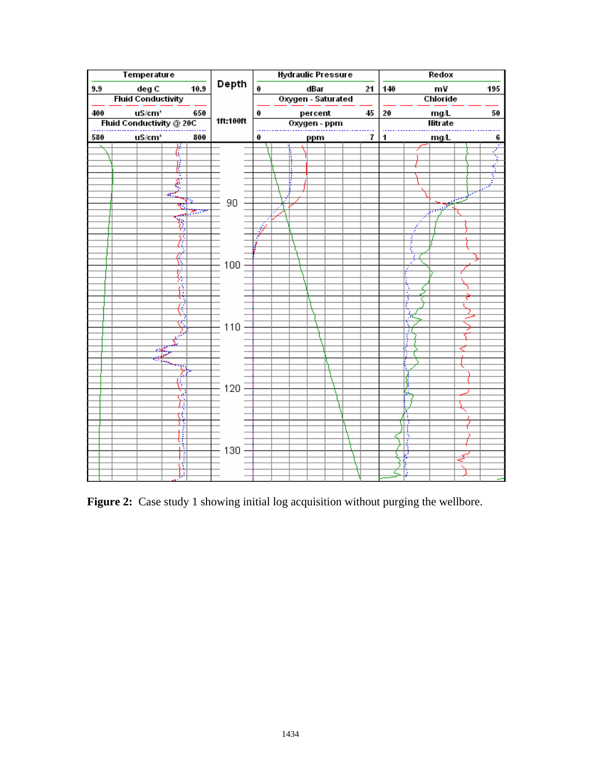**Figure 2:** Case study 1 showing initial log acquisition without purging the wellbore.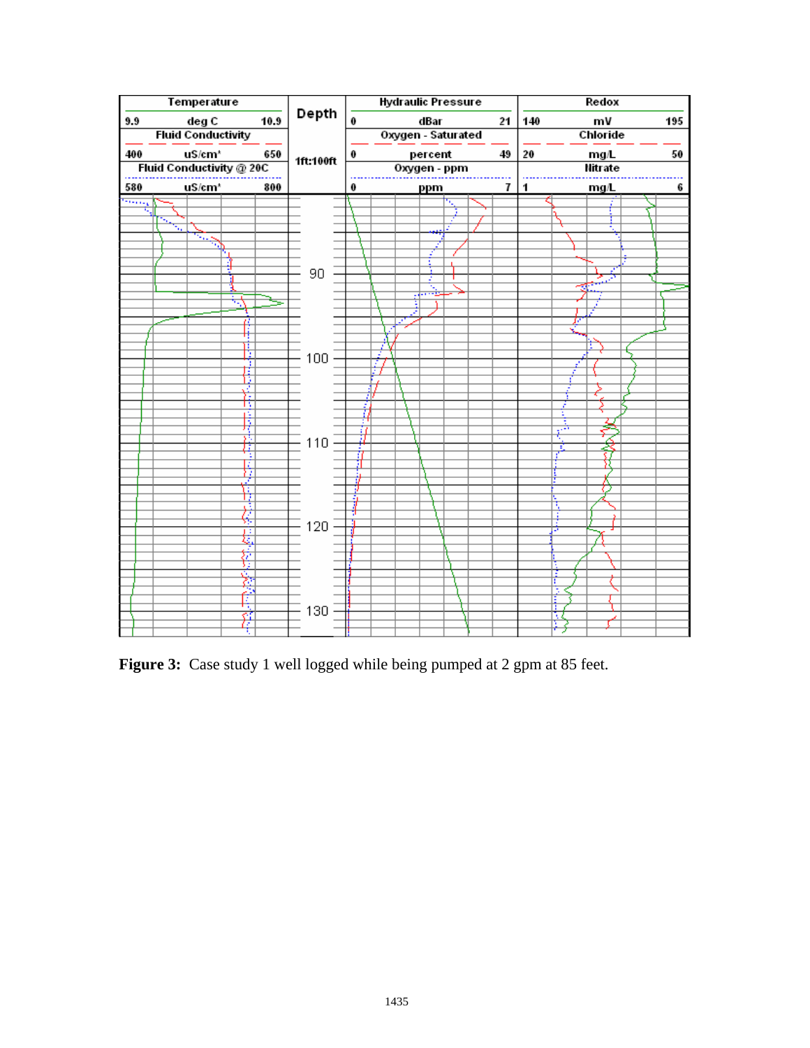**Figure 3:** Case study 1 well logged while being pumped at 2 gpm at 85 feet.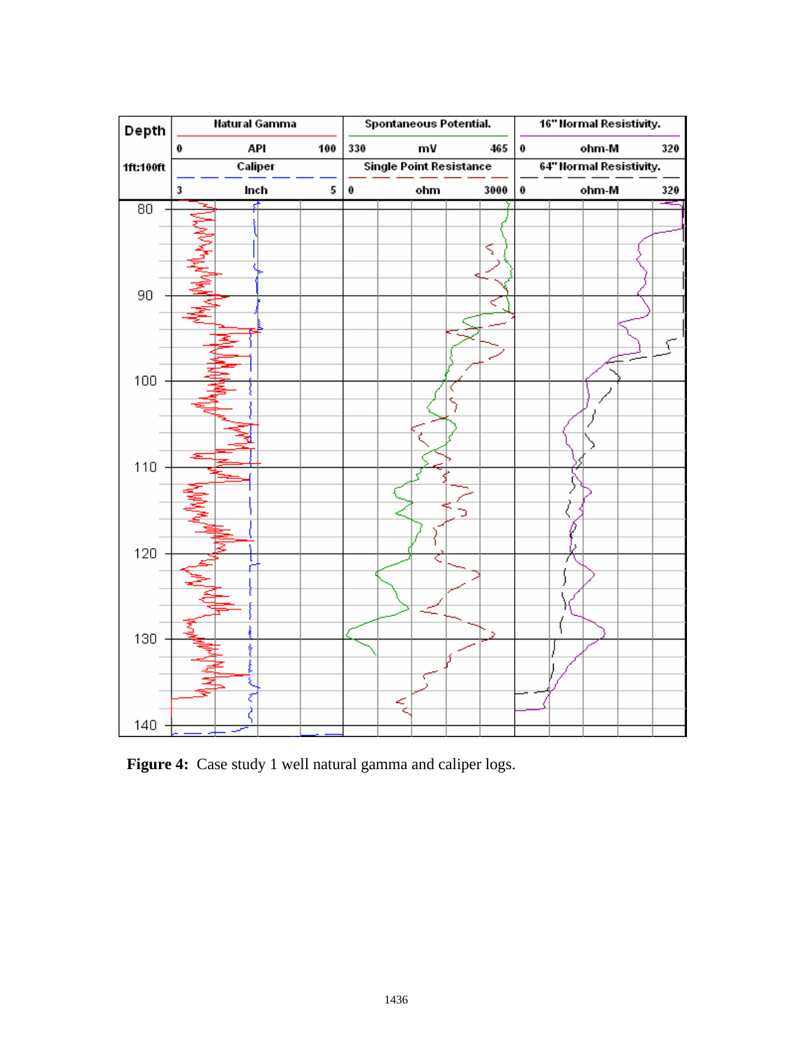**Figure 4:** Case study 1 well natural gamma and caliper logs.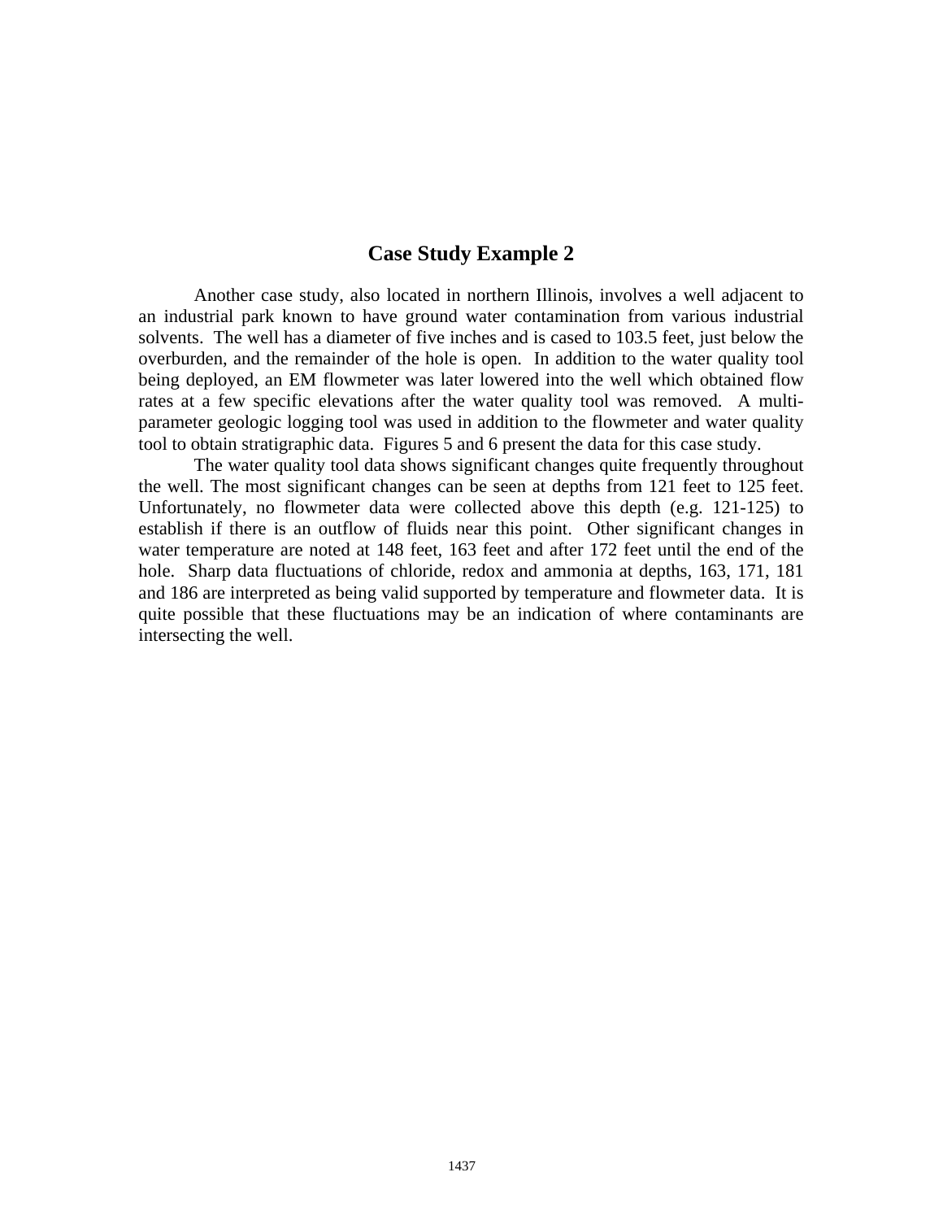## Case Study Example 2

Another case study, also located in northern Illinois, involves a well adjacent to an industrial park known to have ground water contamination from various industrial solvents. The well has a diameter of five inches and is cased to 103.5 feet, just below the overburden, and the remainder of the hole is open. In addition to the water quality tool being deployed, an EM flowmeter was later lowered into the well which obtained flow rates at a few specific elevations after the water quality tool was removed. A multi-parameter geologic logging tool was used in addition to the flowmeter and water quality tool to obtain stratigraphic data. Figures 5 and 6 present the data for this case study.

The water quality tool data shows significant changes quite frequently throughout the well. The most significant changes can be seen at depths from 121 feet to 125 feet. Unfortunately, no flowmeter data were collected above this depth (e.g. 121-125) to establish if there is an outflow of fluids near this point. Other significant changes in water temperature are noted at 148 feet, 163 feet and after 172 feet until the end of the hole. Sharp data fluctuations of chloride, redox and ammonia at depths, 163, 171, 181 and 186 are interpreted as being valid supported by temperature and flowmeter data. It is quite possible that these fluctuations may be an indication of where contaminants are intersecting the well.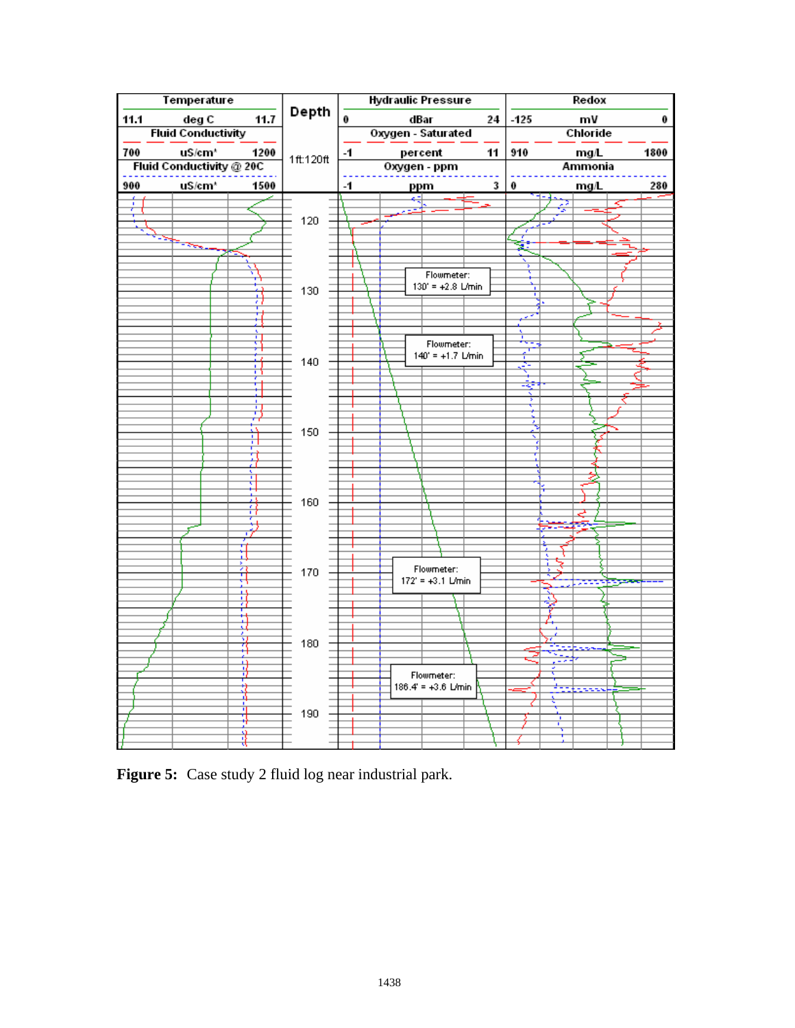| Temperature | | | Depth | Hydraulic Pressure | | | Redox | | |
|---|---|---|---|---|---|---|---|---|---|
| 11.1 | deg C | 11.7 | | 0 | dBar | 24 | -125 | mV | 0 |
| Fluid Conductivity | | | | Oxygen - Saturated | | | Chloride | | |
| 700 | uS/cm' | 1200 | 1ft:120ft | -1 | percent | 11 | 910 | mg/L | 1800 |
| Fluid Conductivity @ 20C | | | | Oxygen - ppm | | | Ammonia | | |
| 900 | uS/cm' | 1500 | | -1 | ppm | 3 | 0 | mg/L | 280 |

Depth: 120, 130, 140, 150, 160, 170, 180, 190

Flowmeter: 130' = +2.8 L/min

Flowmeter: 140' = +1.7 L/min

Flowmeter: 172' = +3.1 L/min

Flowmeter: 186.4' = +3.6 L/min

**Figure 5:** Case study 2 fluid log near industrial park.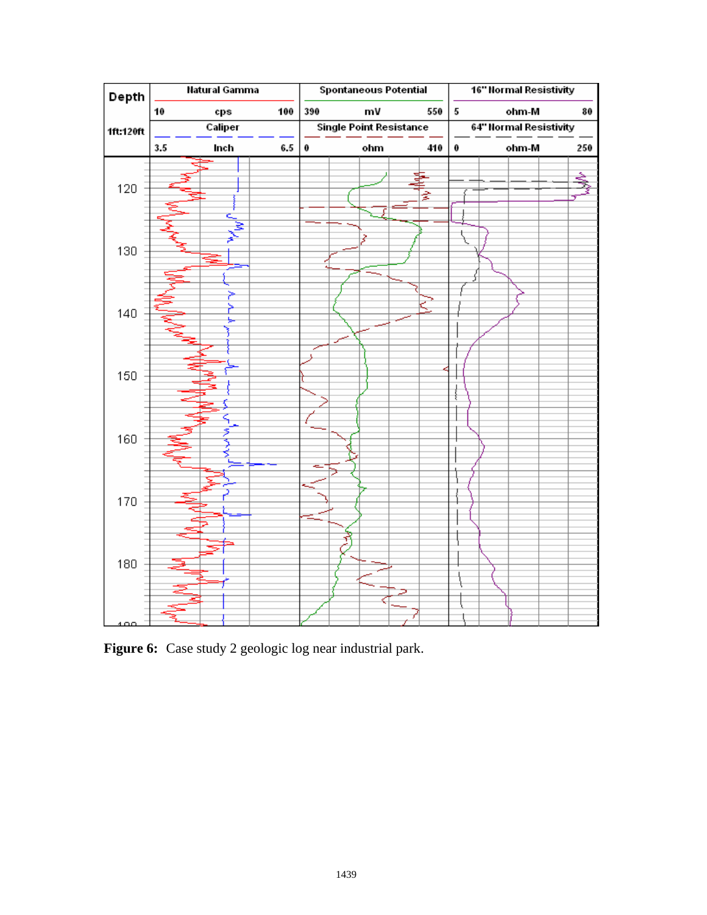**Figure 6:** Case study 2 geologic log near industrial park.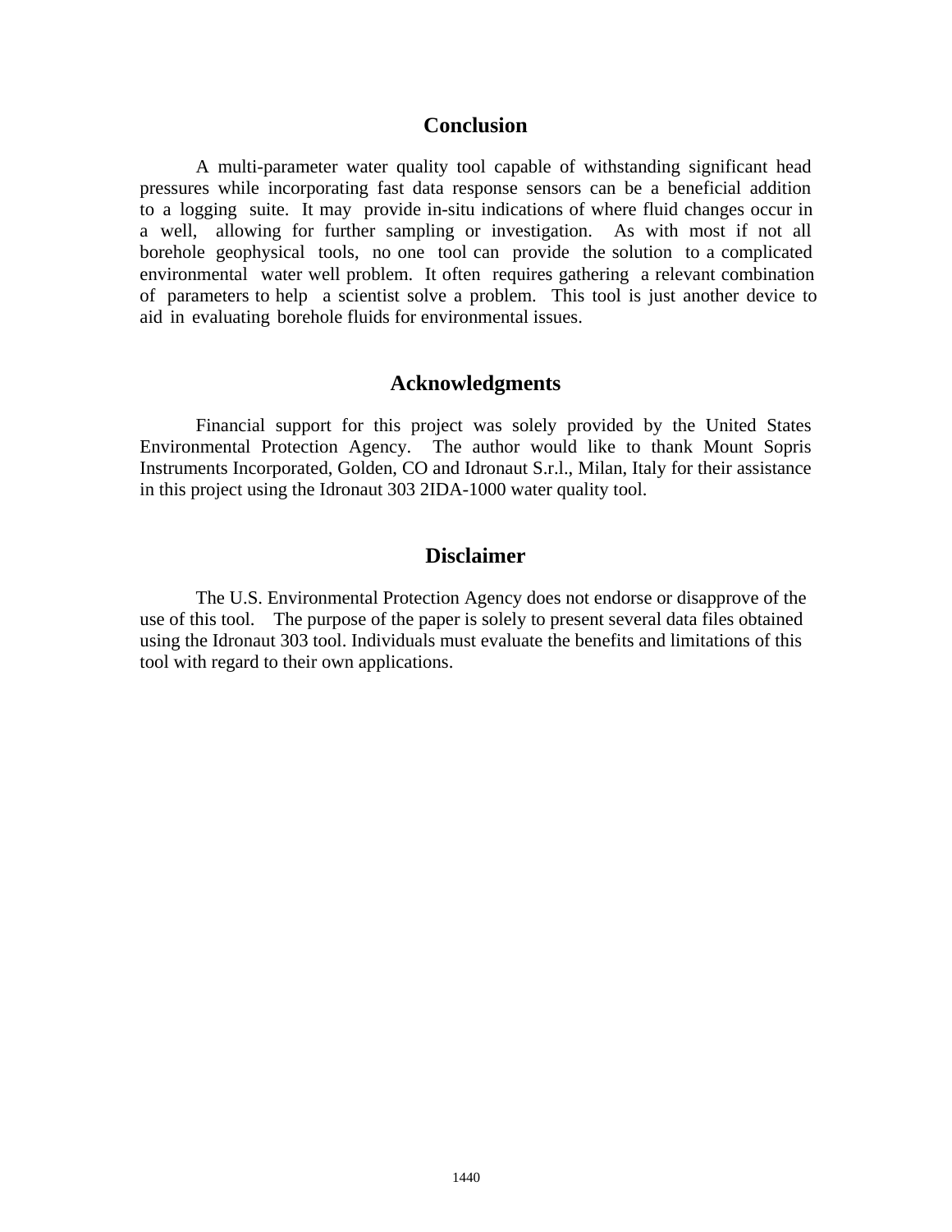## Conclusion

A multi-parameter water quality tool capable of withstanding significant head pressures while incorporating fast data response sensors can be a beneficial addition to a logging suite. It may provide in-situ indications of where fluid changes occur in a well, allowing for further sampling or investigation. As with most if not all borehole geophysical tools, no one tool can provide the solution to a complicated environmental water well problem. It often requires gathering a relevant combination of parameters to help a scientist solve a problem. This tool is just another device to aid in evaluating borehole fluids for environmental issues.

## Acknowledgments

Financial support for this project was solely provided by the United States Environmental Protection Agency. The author would like to thank Mount Sopris Instruments Incorporated, Golden, CO and Idronaut S.r.l., Milan, Italy for their assistance in this project using the Idronaut 303 2IDA-1000 water quality tool.

## Disclaimer

The U.S. Environmental Protection Agency does not endorse or disapprove of the use of this tool. The purpose of the paper is solely to present several data files obtained using the Idronaut 303 tool. Individuals must evaluate the benefits and limitations of this tool with regard to their own applications.